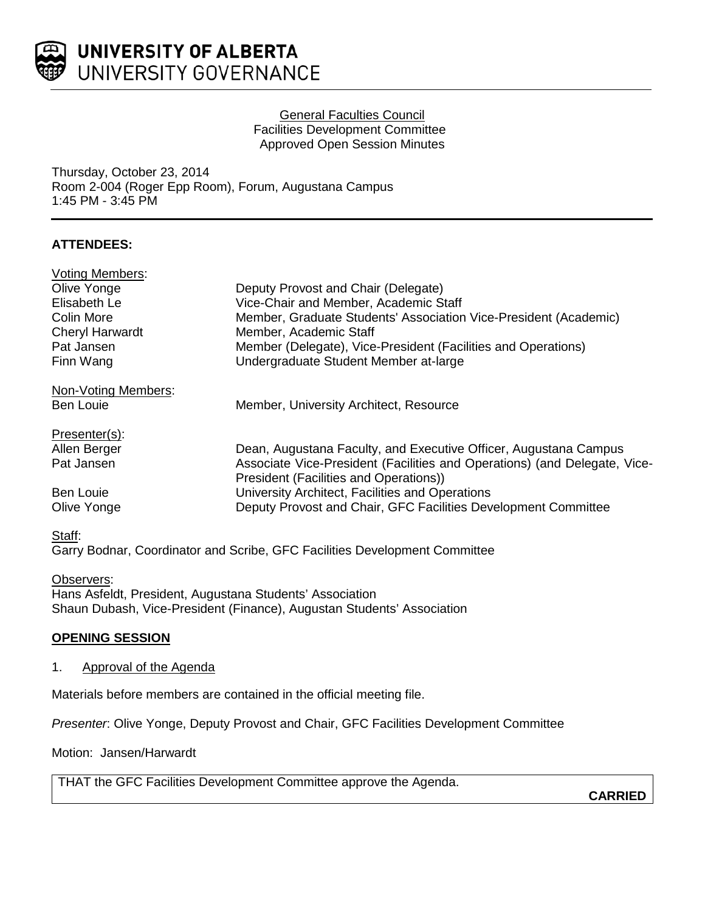# UNIVERSITY OF ALBERTA
## UNIVERSITY GOVERNANCE

General Faculties Council
Facilities Development Committee
Approved Open Session Minutes

Thursday, October 23, 2014
Room 2-004 (Roger Epp Room), Forum, Augustana Campus
1:45 PM - 3:45 PM

**ATTENDEES:**

Voting Members:

| | |
|---|---|
| Olive Yonge | Deputy Provost and Chair (Delegate) |
| Elisabeth Le | Vice-Chair and Member, Academic Staff |
| Colin More | Member, Graduate Students' Association Vice-President (Academic) |
| Cheryl Harwardt | Member, Academic Staff |
| Pat Jansen | Member (Delegate), Vice-President (Facilities and Operations) |
| Finn Wang | Undergraduate Student Member at-large |

Non-Voting Members:

| | |
|---|---|
| Ben Louie | Member, University Architect, Resource |

Presenter(s):

| | |
|---|---|
| Allen Berger | Dean, Augustana Faculty, and Executive Officer, Augustana Campus |
| Pat Jansen | Associate Vice-President (Facilities and Operations) (and Delegate, Vice-President (Facilities and Operations)) |
| Ben Louie | University Architect, Facilities and Operations |
| Olive Yonge | Deputy Provost and Chair, GFC Facilities Development Committee |

Staff:
Garry Bodnar, Coordinator and Scribe, GFC Facilities Development Committee

Observers:
Hans Asfeldt, President, Augustana Students' Association
Shaun Dubash, Vice-President (Finance), Augustan Students' Association

**OPENING SESSION**

1. Approval of the Agenda

Materials before members are contained in the official meeting file.

*Presenter*: Olive Yonge, Deputy Provost and Chair, GFC Facilities Development Committee

Motion: Jansen/Harwardt

THAT the GFC Facilities Development Committee approve the Agenda.

**CARRIED**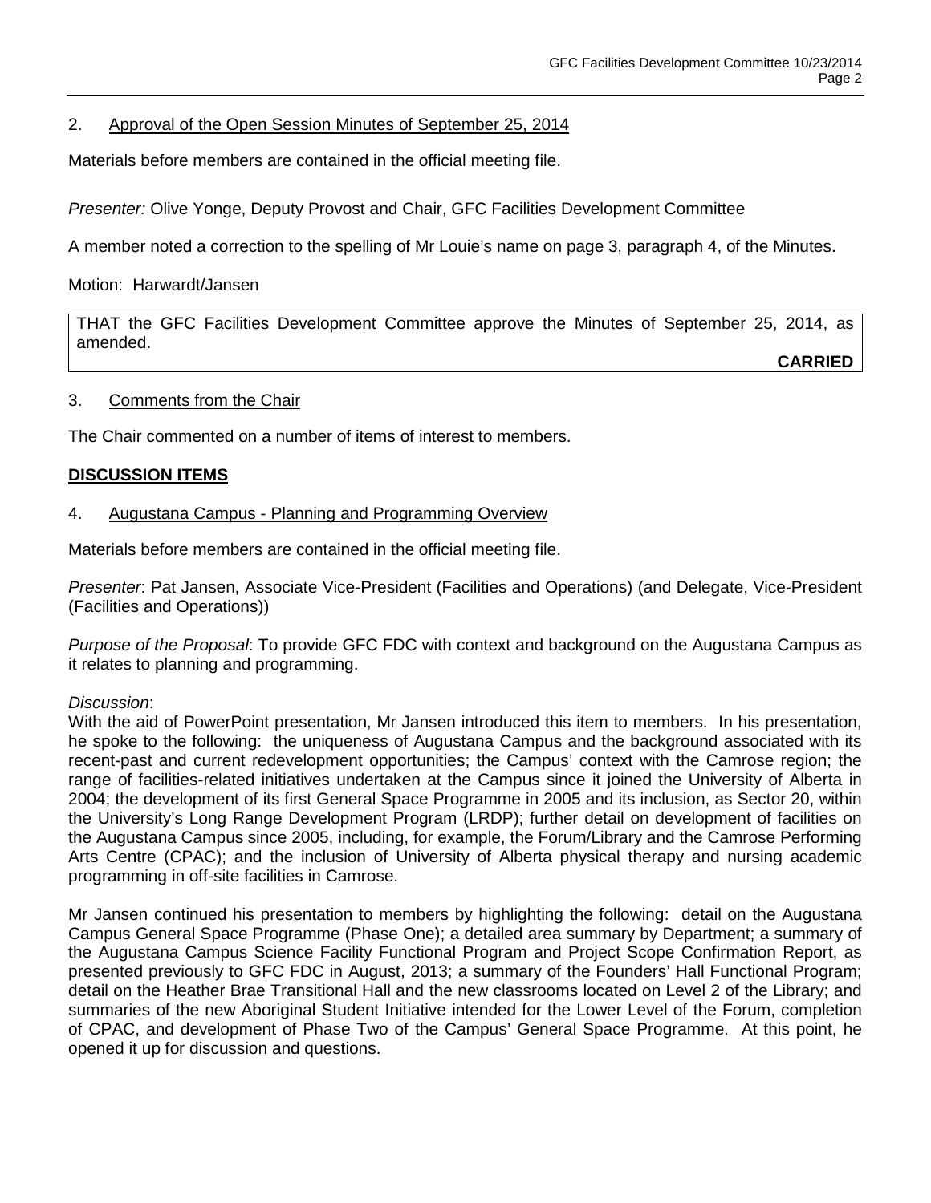2. Approval of the Open Session Minutes of September 25, 2014

Materials before members are contained in the official meeting file.

*Presenter:* Olive Yonge, Deputy Provost and Chair, GFC Facilities Development Committee

A member noted a correction to the spelling of Mr Louie's name on page 3, paragraph 4, of the Minutes.

Motion: Harwardt/Jansen

| THAT the GFC Facilities Development Committee approve the Minutes of September 25, 2014, as amended. **CARRIED** |
|---|

3. Comments from the Chair

The Chair commented on a number of items of interest to members.

**DISCUSSION ITEMS**

4. Augustana Campus - Planning and Programming Overview

Materials before members are contained in the official meeting file.

*Presenter*: Pat Jansen, Associate Vice-President (Facilities and Operations) (and Delegate, Vice-President (Facilities and Operations))

*Purpose of the Proposal*: To provide GFC FDC with context and background on the Augustana Campus as it relates to planning and programming.

*Discussion*:
With the aid of PowerPoint presentation, Mr Jansen introduced this item to members. In his presentation, he spoke to the following: the uniqueness of Augustana Campus and the background associated with its recent-past and current redevelopment opportunities; the Campus' context with the Camrose region; the range of facilities-related initiatives undertaken at the Campus since it joined the University of Alberta in 2004; the development of its first General Space Programme in 2005 and its inclusion, as Sector 20, within the University's Long Range Development Program (LRDP); further detail on development of facilities on the Augustana Campus since 2005, including, for example, the Forum/Library and the Camrose Performing Arts Centre (CPAC); and the inclusion of University of Alberta physical therapy and nursing academic programming in off-site facilities in Camrose.

Mr Jansen continued his presentation to members by highlighting the following: detail on the Augustana Campus General Space Programme (Phase One); a detailed area summary by Department; a summary of the Augustana Campus Science Facility Functional Program and Project Scope Confirmation Report, as presented previously to GFC FDC in August, 2013; a summary of the Founders' Hall Functional Program; detail on the Heather Brae Transitional Hall and the new classrooms located on Level 2 of the Library; and summaries of the new Aboriginal Student Initiative intended for the Lower Level of the Forum, completion of CPAC, and development of Phase Two of the Campus' General Space Programme. At this point, he opened it up for discussion and questions.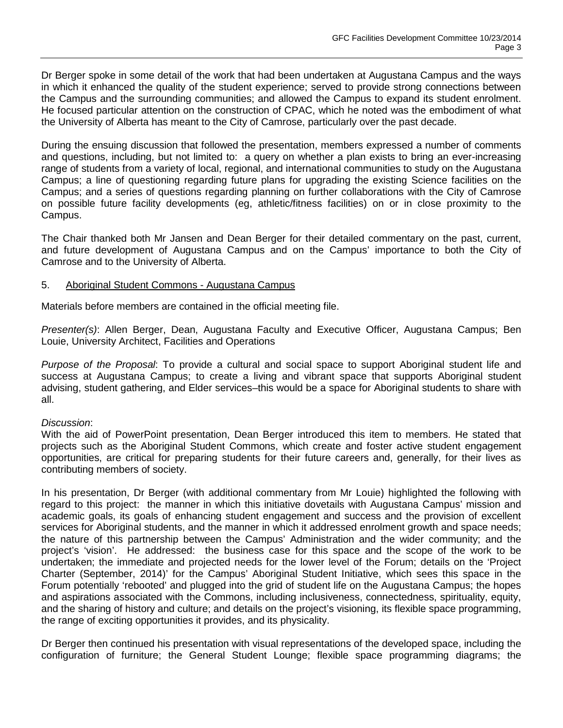Dr Berger spoke in some detail of the work that had been undertaken at Augustana Campus and the ways in which it enhanced the quality of the student experience; served to provide strong connections between the Campus and the surrounding communities; and allowed the Campus to expand its student enrolment. He focused particular attention on the construction of CPAC, which he noted was the embodiment of what the University of Alberta has meant to the City of Camrose, particularly over the past decade.

During the ensuing discussion that followed the presentation, members expressed a number of comments and questions, including, but not limited to: a query on whether a plan exists to bring an ever-increasing range of students from a variety of local, regional, and international communities to study on the Augustana Campus; a line of questioning regarding future plans for upgrading the existing Science facilities on the Campus; and a series of questions regarding planning on further collaborations with the City of Camrose on possible future facility developments (eg, athletic/fitness facilities) on or in close proximity to the Campus.

The Chair thanked both Mr Jansen and Dean Berger for their detailed commentary on the past, current, and future development of Augustana Campus and on the Campus' importance to both the City of Camrose and to the University of Alberta.

5. Aboriginal Student Commons - Augustana Campus

Materials before members are contained in the official meeting file.

*Presenter(s)*: Allen Berger, Dean, Augustana Faculty and Executive Officer, Augustana Campus; Ben Louie, University Architect, Facilities and Operations

*Purpose of the Proposal*: To provide a cultural and social space to support Aboriginal student life and success at Augustana Campus; to create a living and vibrant space that supports Aboriginal student advising, student gathering, and Elder services–this would be a space for Aboriginal students to share with all.

*Discussion*:
With the aid of PowerPoint presentation, Dean Berger introduced this item to members. He stated that projects such as the Aboriginal Student Commons, which create and foster active student engagement opportunities, are critical for preparing students for their future careers and, generally, for their lives as contributing members of society.

In his presentation, Dr Berger (with additional commentary from Mr Louie) highlighted the following with regard to this project: the manner in which this initiative dovetails with Augustana Campus' mission and academic goals, its goals of enhancing student engagement and success and the provision of excellent services for Aboriginal students, and the manner in which it addressed enrolment growth and space needs; the nature of this partnership between the Campus' Administration and the wider community; and the project's 'vision'. He addressed: the business case for this space and the scope of the work to be undertaken; the immediate and projected needs for the lower level of the Forum; details on the 'Project Charter (September, 2014)' for the Campus' Aboriginal Student Initiative, which sees this space in the Forum potentially 'rebooted' and plugged into the grid of student life on the Augustana Campus; the hopes and aspirations associated with the Commons, including inclusiveness, connectedness, spirituality, equity, and the sharing of history and culture; and details on the project's visioning, its flexible space programming, the range of exciting opportunities it provides, and its physicality.

Dr Berger then continued his presentation with visual representations of the developed space, including the configuration of furniture; the General Student Lounge; flexible space programming diagrams; the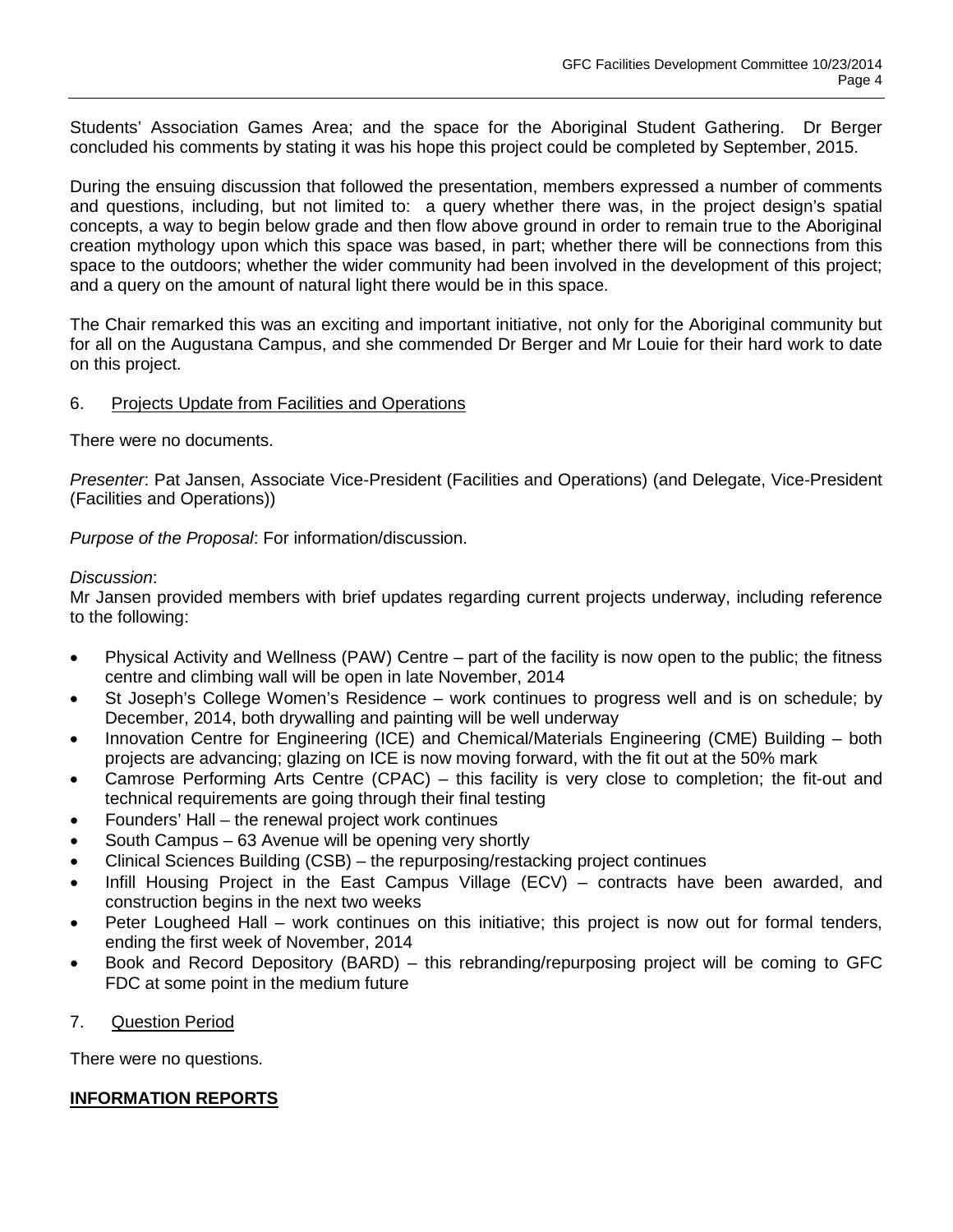Students' Association Games Area; and the space for the Aboriginal Student Gathering. Dr Berger concluded his comments by stating it was his hope this project could be completed by September, 2015.

During the ensuing discussion that followed the presentation, members expressed a number of comments and questions, including, but not limited to: a query whether there was, in the project design's spatial concepts, a way to begin below grade and then flow above ground in order to remain true to the Aboriginal creation mythology upon which this space was based, in part; whether there will be connections from this space to the outdoors; whether the wider community had been involved in the development of this project; and a query on the amount of natural light there would be in this space.

The Chair remarked this was an exciting and important initiative, not only for the Aboriginal community but for all on the Augustana Campus, and she commended Dr Berger and Mr Louie for their hard work to date on this project.

6. Projects Update from Facilities and Operations

There were no documents.

*Presenter*: Pat Jansen, Associate Vice-President (Facilities and Operations) (and Delegate, Vice-President (Facilities and Operations))

*Purpose of the Proposal*: For information/discussion.

*Discussion*:
Mr Jansen provided members with brief updates regarding current projects underway, including reference to the following:

- Physical Activity and Wellness (PAW) Centre – part of the facility is now open to the public; the fitness centre and climbing wall will be open in late November, 2014
- St Joseph's College Women's Residence – work continues to progress well and is on schedule; by December, 2014, both drywalling and painting will be well underway
- Innovation Centre for Engineering (ICE) and Chemical/Materials Engineering (CME) Building – both projects are advancing; glazing on ICE is now moving forward, with the fit out at the 50% mark
- Camrose Performing Arts Centre (CPAC) – this facility is very close to completion; the fit-out and technical requirements are going through their final testing
- Founders' Hall – the renewal project work continues
- South Campus – 63 Avenue will be opening very shortly
- Clinical Sciences Building (CSB) – the repurposing/restacking project continues
- Infill Housing Project in the East Campus Village (ECV) – contracts have been awarded, and construction begins in the next two weeks
- Peter Lougheed Hall – work continues on this initiative; this project is now out for formal tenders, ending the first week of November, 2014
- Book and Record Depository (BARD) – this rebranding/repurposing project will be coming to GFC FDC at some point in the medium future

7. Question Period

There were no questions.

**INFORMATION REPORTS**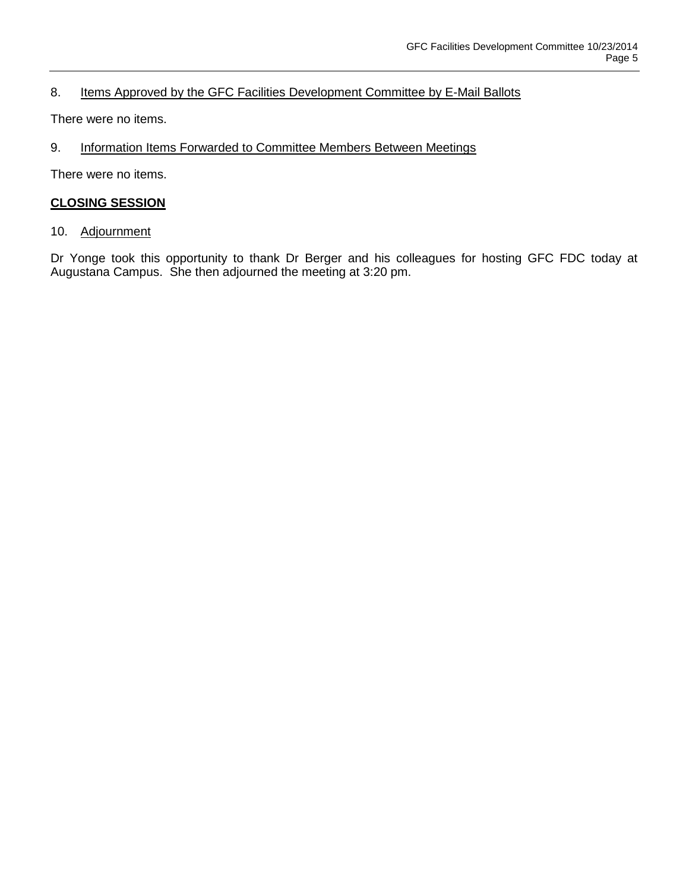8. Items Approved by the GFC Facilities Development Committee by E-Mail Ballots

There were no items.

9. Information Items Forwarded to Committee Members Between Meetings

There were no items.

**CLOSING SESSION**

10. Adjournment

Dr Yonge took this opportunity to thank Dr Berger and his colleagues for hosting GFC FDC today at Augustana Campus. She then adjourned the meeting at 3:20 pm.